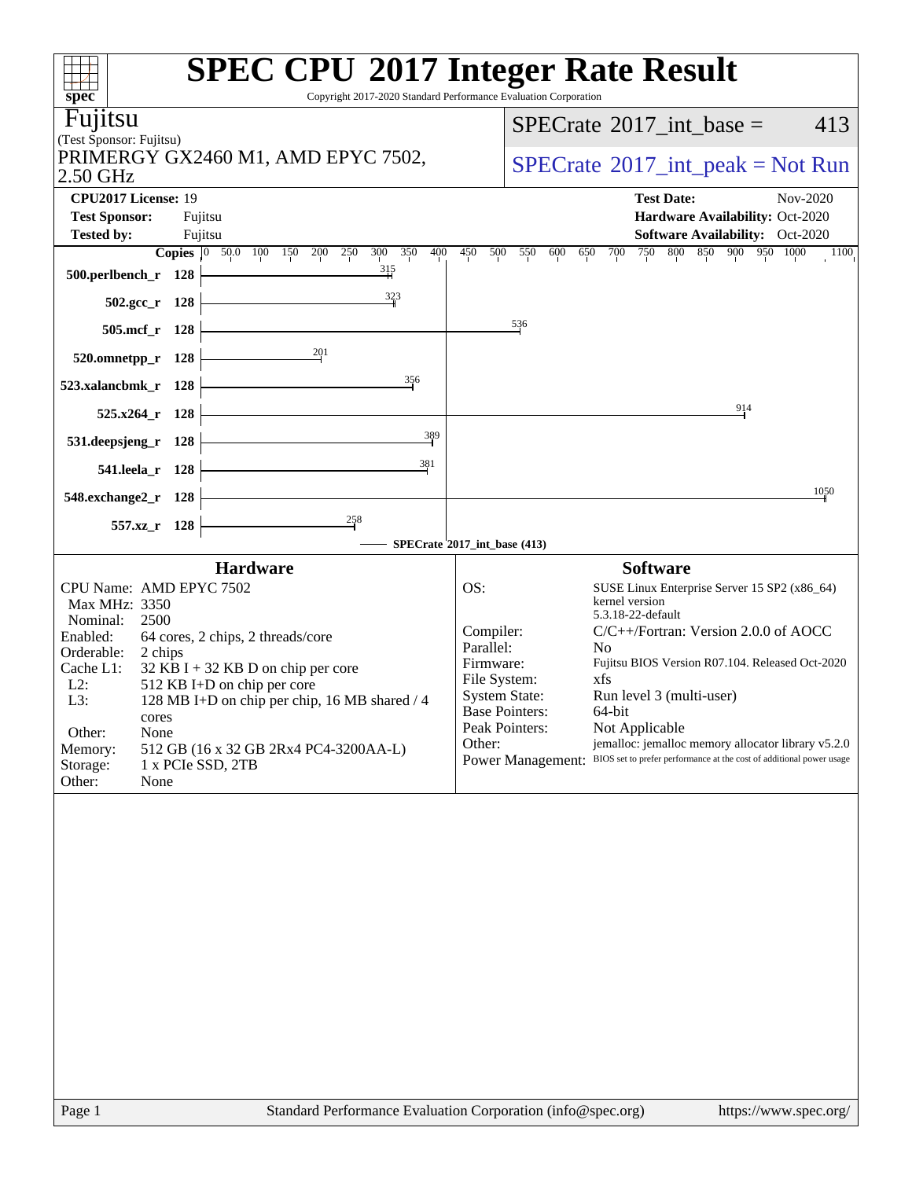# SPEC CPU 2017 Integer Rate Result

Copyright 2017-2020 Standard Performance Evaluation Corporation

**Fujitsu**
(Test Sponsor: Fujitsu)
PRIMERGY GX2460 M1, AMD EPYC 7502, 2.50 GHz

SPECrate 2017_int_base = 413

SPECrate 2017_int_peak = Not Run

| | | | |
|---|---|---|---|
| **CPU2017 License:** | 19 | **Test Date:** | Nov-2020 |
| **Test Sponsor:** | Fujitsu | **Hardware Availability:** | Oct-2020 |
| **Tested by:** | Fujitsu | **Software Availability:** | Oct-2020 |

| Benchmark | Copies | SPECrate 2017_int_base |
|---|---|---|
| 500.perlbench_r | 128 | 315 |
| 502.gcc_r | 128 | 323 |
| 505.mcf_r | 128 | 536 |
| 520.omnetpp_r | 128 | 201 |
| 523.xalancbmk_r | 128 | 356 |
| 525.x264_r | 128 | 914 |
| 531.deepsjeng_r | 128 | 389 |
| 541.leela_r | 128 | 381 |
| 548.exchange2_r | 128 | 1050 |
| 557.xz_r | 128 | 258 |

SPECrate 2017_int_base (413)

## Hardware

| | |
|---|---|
| CPU Name: | AMD EPYC 7502 |
| Max MHz: | 3350 |
| Nominal: | 2500 |
| Enabled: | 64 cores, 2 chips, 2 threads/core |
| Orderable: | 2 chips |
| Cache L1: | 32 KB I + 32 KB D on chip per core |
| L2: | 512 KB I+D on chip per core |
| L3: | 128 MB I+D on chip per chip, 16 MB shared / 4 cores |
| Other: | None |
| Memory: | 512 GB (16 x 32 GB 2Rx4 PC4-3200AA-L) |
| Storage: | 1 x PCIe SSD, 2TB |
| Other: | None |

## Software

| | |
|---|---|
| OS: | SUSE Linux Enterprise Server 15 SP2 (x86_64) kernel version 5.3.18-22-default |
| Compiler: | C/C++/Fortran: Version 2.0.0 of AOCC |
| Parallel: | No |
| Firmware: | Fujitsu BIOS Version R07.104. Released Oct-2020 |
| File System: | xfs |
| System State: | Run level 3 (multi-user) |
| Base Pointers: | 64-bit |
| Peak Pointers: | Not Applicable |
| Other: | jemalloc: jemalloc memory allocator library v5.2.0 |
| Power Management: | BIOS set to prefer performance at the cost of additional power usage |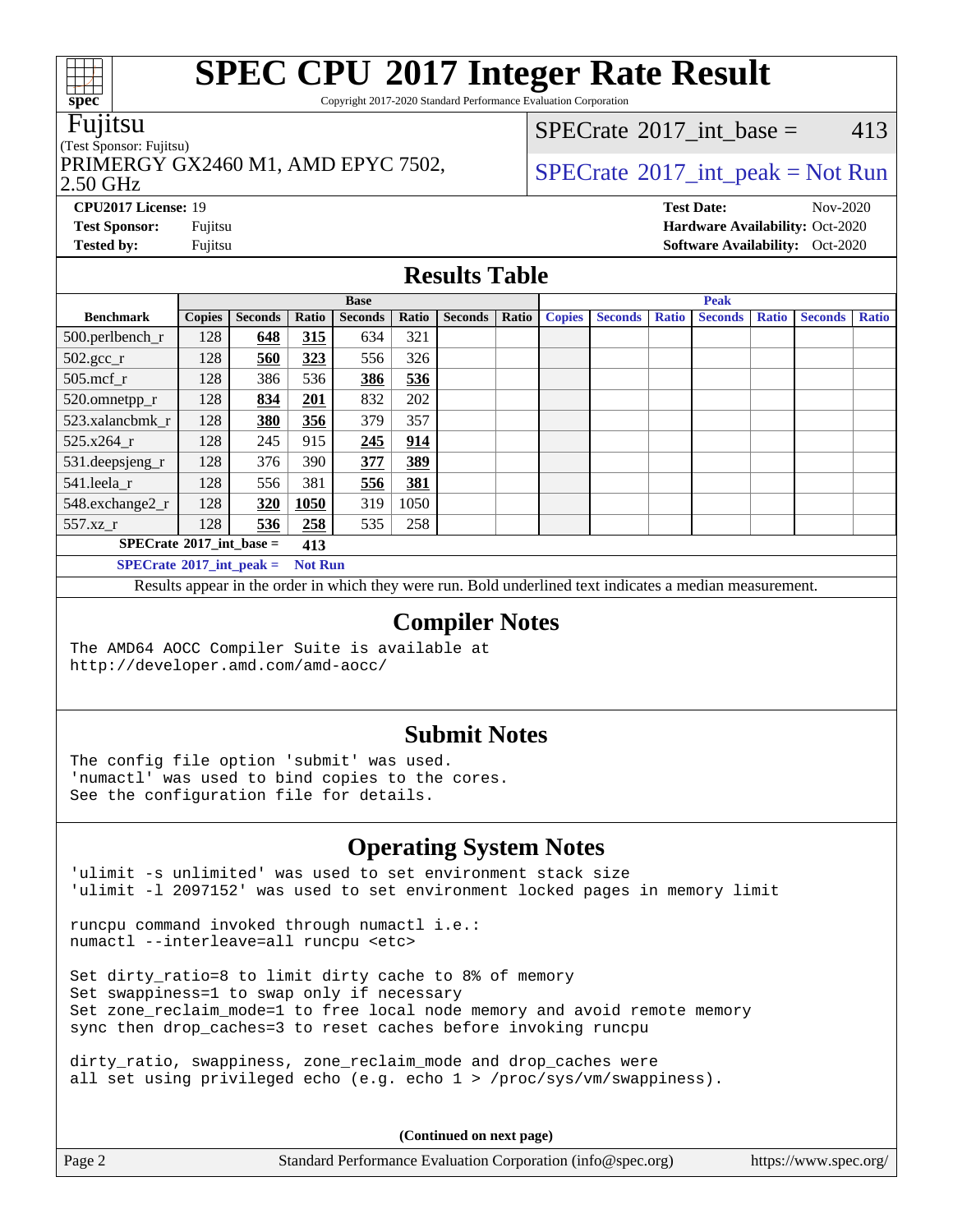# SPEC CPU 2017 Integer Rate Result

Copyright 2017-2020 Standard Performance Evaluation Corporation

**Fujitsu**

(Test Sponsor: Fujitsu)

PRIMERGY GX2460 M1, AMD EPYC 7502, 2.50 GHz

SPECrate 2017_int_base = 413

SPECrate 2017_int_peak = Not Run

| | | | |
|---|---|---|---|
| **CPU2017 License:** | 19 | **Test Date:** | Nov-2020 |
| **Test Sponsor:** | Fujitsu | **Hardware Availability:** | Oct-2020 |
| **Tested by:** | Fujitsu | **Software Availability:** | Oct-2020 |

## Results Table

| | Base | | | | | | | Peak | | | | | | |
|---|---|---|---|---|---|---|---|---|---|---|---|---|---|---|
| **Benchmark** | **Copies** | **Seconds** | **Ratio** | **Seconds** | **Ratio** | **Seconds** | **Ratio** | **Copies** | **Seconds** | **Ratio** | **Seconds** | **Ratio** | **Seconds** | **Ratio** |
| 500.perlbench_r | 128 | **648** | **315** | 634 | 321 | | | | | | | | | |
| 502.gcc_r | 128 | **560** | **323** | 556 | 326 | | | | | | | | | |
| 505.mcf_r | 128 | 386 | 536 | **386** | **536** | | | | | | | | | |
| 520.omnetpp_r | 128 | **834** | **201** | 832 | 202 | | | | | | | | | |
| 523.xalancbmk_r | 128 | **380** | **356** | 379 | 357 | | | | | | | | | |
| 525.x264_r | 128 | 245 | 915 | **245** | **914** | | | | | | | | | |
| 531.deepsjeng_r | 128 | 376 | 390 | **377** | **389** | | | | | | | | | |
| 541.leela_r | 128 | 556 | 381 | **556** | **381** | | | | | | | | | |
| 548.exchange2_r | 128 | **320** | **1050** | 319 | 1050 | | | | | | | | | |
| 557.xz_r | 128 | **536** | **258** | 535 | 258 | | | | | | | | | |

**SPECrate 2017_int_base = 413**

**SPECrate 2017_int_peak = Not Run**

Results appear in the order in which they were run. Bold underlined text indicates a median measurement.

## Compiler Notes

```
The AMD64 AOCC Compiler Suite is available at
http://developer.amd.com/amd-aocc/
```

## Submit Notes

```
The config file option 'submit' was used.
'numactl' was used to bind copies to the cores.
See the configuration file for details.
```

## Operating System Notes

```
'ulimit -s unlimited' was used to set environment stack size
'ulimit -l 2097152' was used to set environment locked pages in memory limit

runcpu command invoked through numactl i.e.:
numactl --interleave=all runcpu <etc>

Set dirty_ratio=8 to limit dirty cache to 8% of memory
Set swappiness=1 to swap only if necessary
Set zone_reclaim_mode=1 to free local node memory and avoid remote memory
sync then drop_caches=3 to reset caches before invoking runcpu

dirty_ratio, swappiness, zone_reclaim_mode and drop_caches were
all set using privileged echo (e.g. echo 1 > /proc/sys/vm/swappiness).
```

**(Continued on next page)**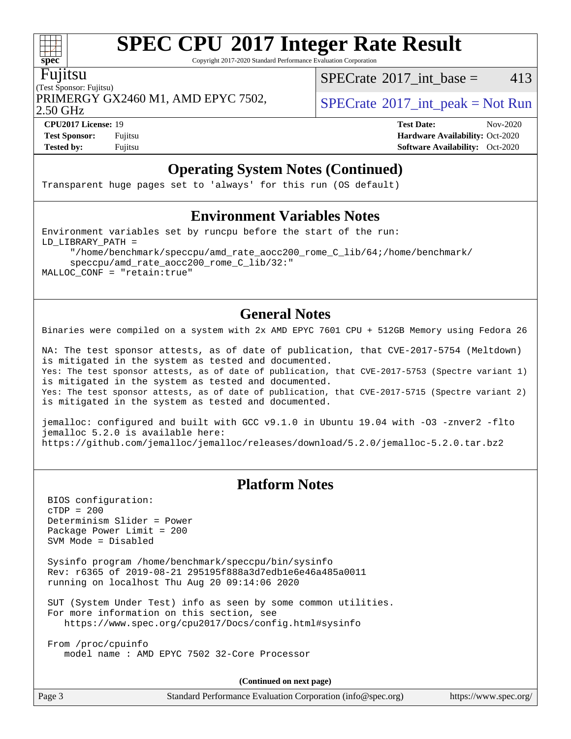## Operating System Notes (Continued)

```
Transparent huge pages set to 'always' for this run (OS default)
```

## Environment Variables Notes

```
Environment variables set by runcpu before the start of the run:
LD_LIBRARY_PATH =
     "/home/benchmark/speccpu/amd_rate_aocc200_rome_C_lib/64;/home/benchmark/
     speccpu/amd_rate_aocc200_rome_C_lib/32:"
MALLOC_CONF = "retain:true"
```

## General Notes

```
Binaries were compiled on a system with 2x AMD EPYC 7601 CPU + 512GB Memory using Fedora 26

NA: The test sponsor attests, as of date of publication, that CVE-2017-5754 (Meltdown)
is mitigated in the system as tested and documented.
Yes: The test sponsor attests, as of date of publication, that CVE-2017-5753 (Spectre variant 1)
is mitigated in the system as tested and documented.
Yes: The test sponsor attests, as of date of publication, that CVE-2017-5715 (Spectre variant 2)
is mitigated in the system as tested and documented.

jemalloc: configured and built with GCC v9.1.0 in Ubuntu 19.04 with -O3 -znver2 -flto
jemalloc 5.2.0 is available here:
https://github.com/jemalloc/jemalloc/releases/download/5.2.0/jemalloc-5.2.0.tar.bz2
```

## Platform Notes

```
 BIOS configuration:
 cTDP = 200
 Determinism Slider = Power
 Package Power Limit = 200
 SVM Mode = Disabled

 Sysinfo program /home/benchmark/speccpu/bin/sysinfo
 Rev: r6365 of 2019-08-21 295195f888a3d7edb1e6e46a485a0011
 running on localhost Thu Aug 20 09:14:06 2020

 SUT (System Under Test) info as seen by some common utilities.
 For more information on this section, see
    https://www.spec.org/cpu2017/Docs/config.html#sysinfo

 From /proc/cpuinfo
    model name : AMD EPYC 7502 32-Core Processor
```

(Continued on next page)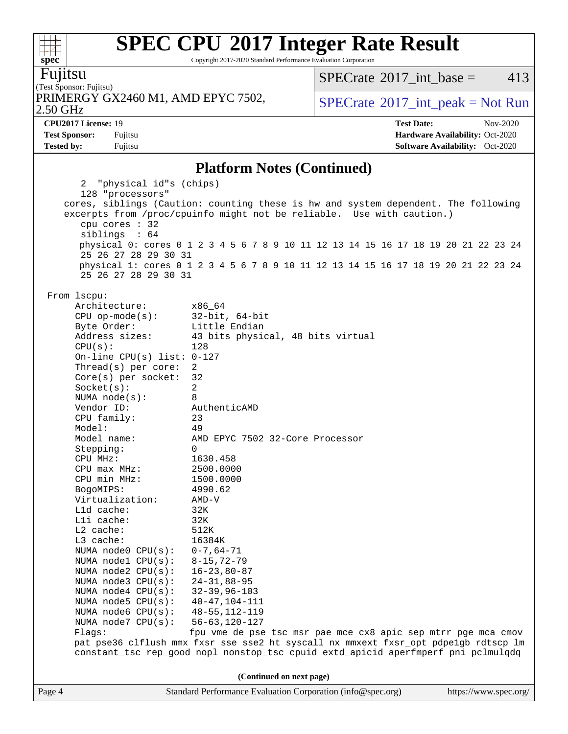## Platform Notes (Continued)

```
      2  "physical id"s (chips)
      128 "processors"
    cores, siblings (Caution: counting these is hw and system dependent. The following
    excerpts from /proc/cpuinfo might not be reliable.  Use with caution.)
      cpu cores : 32
      siblings  : 64
      physical 0: cores 0 1 2 3 4 5 6 7 8 9 10 11 12 13 14 15 16 17 18 19 20 21 22 23 24
      25 26 27 28 29 30 31
      physical 1: cores 0 1 2 3 4 5 6 7 8 9 10 11 12 13 14 15 16 17 18 19 20 21 22 23 24
      25 26 27 28 29 30 31

 From lscpu:
     Architecture:          x86_64
     CPU op-mode(s):        32-bit, 64-bit
     Byte Order:            Little Endian
     Address sizes:         43 bits physical, 48 bits virtual
     CPU(s):                128
     On-line CPU(s) list:   0-127
     Thread(s) per core:    2
     Core(s) per socket:    32
     Socket(s):             2
     NUMA node(s):          8
     Vendor ID:             AuthenticAMD
     CPU family:            23
     Model:                 49
     Model name:            AMD EPYC 7502 32-Core Processor
     Stepping:              0
     CPU MHz:               1630.458
     CPU max MHz:           2500.0000
     CPU min MHz:           1500.0000
     BogoMIPS:              4990.62
     Virtualization:        AMD-V
     L1d cache:             32K
     L1i cache:             32K
     L2 cache:              512K
     L3 cache:              16384K
     NUMA node0 CPU(s):     0-7,64-71
     NUMA node1 CPU(s):     8-15,72-79
     NUMA node2 CPU(s):     16-23,80-87
     NUMA node3 CPU(s):     24-31,88-95
     NUMA node4 CPU(s):     32-39,96-103
     NUMA node5 CPU(s):     40-47,104-111
     NUMA node6 CPU(s):     48-55,112-119
     NUMA node7 CPU(s):     56-63,120-127
     Flags:                 fpu vme de pse tsc msr pae mce cx8 apic sep mtrr pge mca cmov
     pat pse36 clflush mmx fxsr sse sse2 ht syscall nx mmxext fxsr_opt pdpe1gb rdtscp lm
     constant_tsc rep_good nopl nonstop_tsc cpuid extd_apicid aperfmperf pni pclmulqdq
```

(Continued on next page)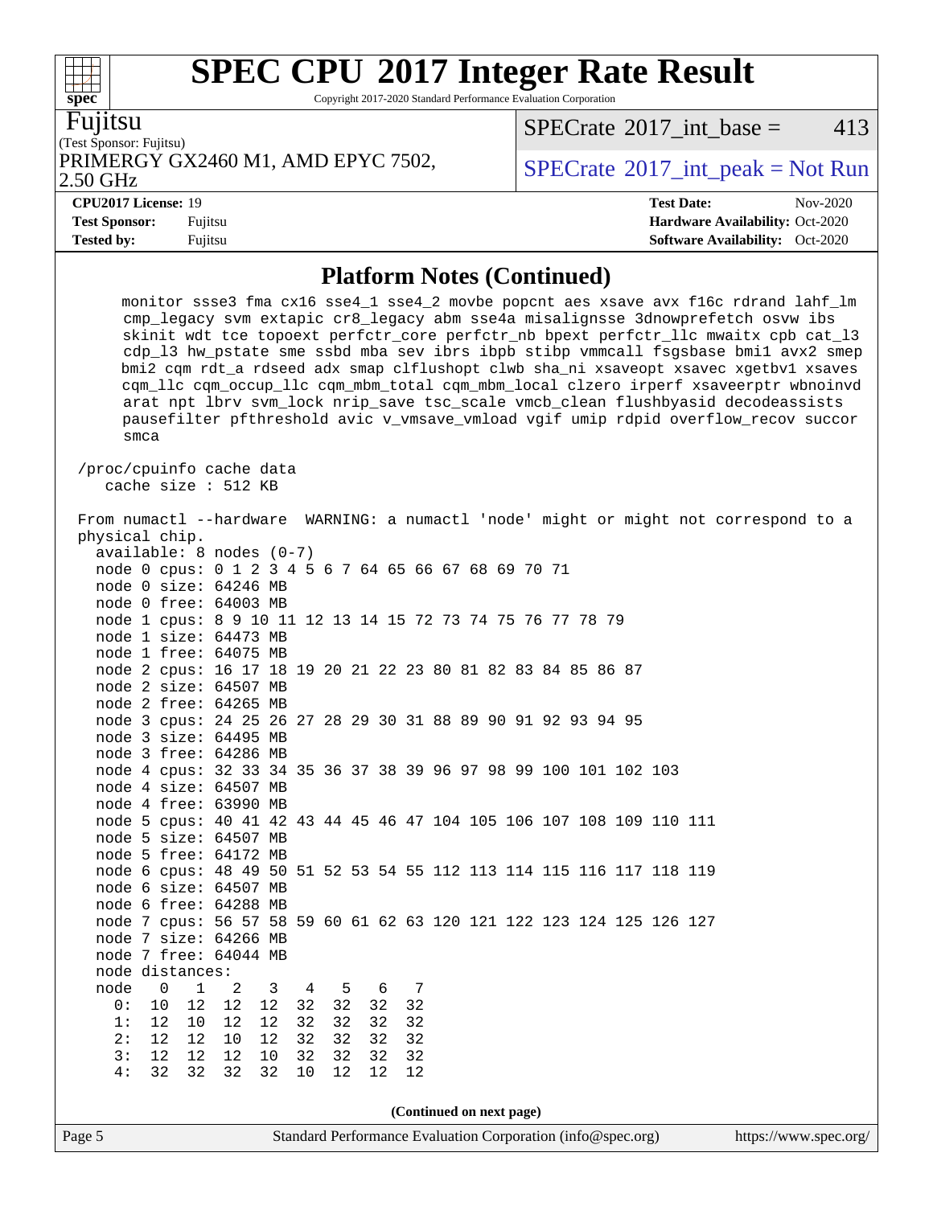# SPEC CPU 2017 Integer Rate Result

Copyright 2017-2020 Standard Performance Evaluation Corporation

**Fujitsu**
(Test Sponsor: Fujitsu)
PRIMERGY GX2460 M1, AMD EPYC 7502, 2.50 GHz

SPECrate 2017_int_base = 413
SPECrate 2017_int_peak = Not Run

**CPU2017 License:** 19
**Test Sponsor:** Fujitsu
**Tested by:** Fujitsu
**Test Date:** Nov-2020
**Hardware Availability:** Oct-2020
**Software Availability:** Oct-2020

## Platform Notes (Continued)

```
     monitor ssse3 fma cx16 sse4_1 sse4_2 movbe popcnt aes xsave avx f16c rdrand lahf_lm
     cmp_legacy svm extapic cr8_legacy abm sse4a misalignsse 3dnowprefetch osvw ibs
     skinit wdt tce topoext perfctr_core perfctr_nb bpext perfctr_llc mwaitx cpb cat_l3
     cdp_l3 hw_pstate sme ssbd mba sev ibrs ibpb stibp vmmcall fsgsbase bmi1 avx2 smep
     bmi2 cqm rdt_a rdseed adx smap clflushopt clwb sha_ni xsaveopt xsavec xgetbv1 xsaves
     cqm_llc cqm_occup_llc cqm_mbm_total cqm_mbm_local clzero irperf xsaveerptr wbnoinvd
     arat npt lbrv svm_lock nrip_save tsc_scale vmcb_clean flushbyasid decodeassists
     pausefilter pfthreshold avic v_vmsave_vmload vgif umip rdpid overflow_recov succor
     smca

 /proc/cpuinfo cache data
    cache size : 512 KB

 From numactl --hardware  WARNING: a numactl 'node' might or might not correspond to a
 physical chip.
   available: 8 nodes (0-7)
   node 0 cpus: 0 1 2 3 4 5 6 7 64 65 66 67 68 69 70 71
   node 0 size: 64246 MB
   node 0 free: 64003 MB
   node 1 cpus: 8 9 10 11 12 13 14 15 72 73 74 75 76 77 78 79
   node 1 size: 64473 MB
   node 1 free: 64075 MB
   node 2 cpus: 16 17 18 19 20 21 22 23 80 81 82 83 84 85 86 87
   node 2 size: 64507 MB
   node 2 free: 64265 MB
   node 3 cpus: 24 25 26 27 28 29 30 31 88 89 90 91 92 93 94 95
   node 3 size: 64495 MB
   node 3 free: 64286 MB
   node 4 cpus: 32 33 34 35 36 37 38 39 96 97 98 99 100 101 102 103
   node 4 size: 64507 MB
   node 4 free: 63990 MB
   node 5 cpus: 40 41 42 43 44 45 46 47 104 105 106 107 108 109 110 111
   node 5 size: 64507 MB
   node 5 free: 64172 MB
   node 6 cpus: 48 49 50 51 52 53 54 55 112 113 114 115 116 117 118 119
   node 6 size: 64507 MB
   node 6 free: 64288 MB
   node 7 cpus: 56 57 58 59 60 61 62 63 120 121 122 123 124 125 126 127
   node 7 size: 64266 MB
   node 7 free: 64044 MB
   node distances:
   node   0   1   2   3   4   5   6   7
     0:  10  12  12  12  32  32  32  32
     1:  12  10  12  12  32  32  32  32
     2:  12  12  10  12  32  32  32  32
     3:  12  12  12  10  32  32  32  32
     4:  32  32  32  32  10  12  12  12
```

(Continued on next page)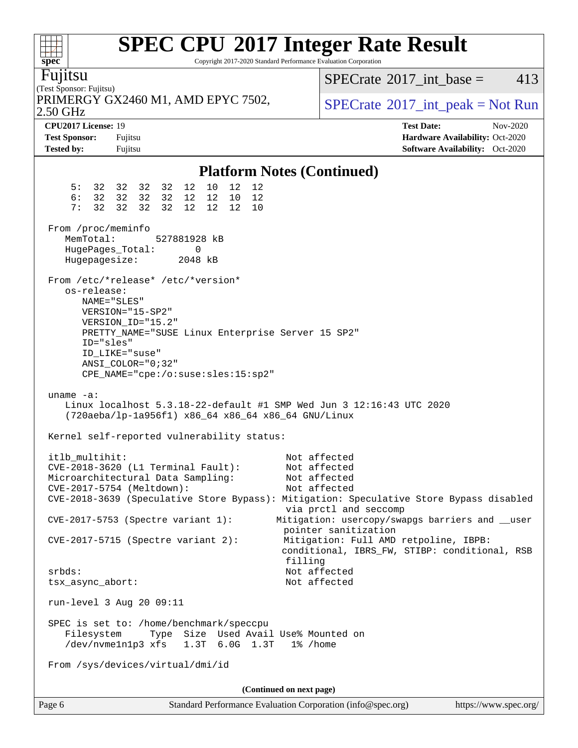# SPEC CPU 2017 Integer Rate Result

Copyright 2017-2020 Standard Performance Evaluation Corporation

**Fujitsu**
(Test Sponsor: Fujitsu)
PRIMERGY GX2460 M1, AMD EPYC 7502, 2.50 GHz

SPECrate 2017_int_base = 413
SPECrate 2017_int_peak = Not Run

**CPU2017 License:** 19
**Test Sponsor:** Fujitsu
**Tested by:** Fujitsu

**Test Date:** Nov-2020
**Hardware Availability:** Oct-2020
**Software Availability:** Oct-2020

## Platform Notes (Continued)

```
     5:  32  32  32  32  12  10  12  12
     6:  32  32  32  32  12  12  10  12
     7:  32  32  32  32  12  12  12  10

 From /proc/meminfo
    MemTotal:       527881928 kB
    HugePages_Total:       0
    Hugepagesize:       2048 kB

 From /etc/*release* /etc/*version*
    os-release:
       NAME="SLES"
       VERSION="15-SP2"
       VERSION_ID="15.2"
       PRETTY_NAME="SUSE Linux Enterprise Server 15 SP2"
       ID="sles"
       ID_LIKE="suse"
       ANSI_COLOR="0;32"
       CPE_NAME="cpe:/o:suse:sles:15:sp2"

 uname -a:
    Linux localhost 5.3.18-22-default #1 SMP Wed Jun 3 12:16:43 UTC 2020
    (720aeba/lp-1a956f1) x86_64 x86_64 x86_64 GNU/Linux

 Kernel self-reported vulnerability status:

 itlb_multihit:                                         Not affected
 CVE-2018-3620 (L1 Terminal Fault):                     Not affected
 Microarchitectural Data Sampling:                      Not affected
 CVE-2017-5754 (Meltdown):                              Not affected
 CVE-2018-3639 (Speculative Store Bypass): Mitigation: Speculative Store Bypass disabled
                                                        via prctl and seccomp
 CVE-2017-5753 (Spectre variant 1):                    Mitigation: usercopy/swapgs barriers and __user
                                                        pointer sanitization
 CVE-2017-5715 (Spectre variant 2):                    Mitigation: Full AMD retpoline, IBPB:
                                                        conditional, IBRS_FW, STIBP: conditional, RSB
                                                        filling
 srbds:                                                 Not affected
 tsx_async_abort:                                       Not affected

 run-level 3 Aug 20 09:11

 SPEC is set to: /home/benchmark/speccpu
    Filesystem     Type  Size  Used Avail Use% Mounted on
    /dev/nvme1n1p3 xfs   1.3T  6.0G  1.3T   1% /home

 From /sys/devices/virtual/dmi/id
```

(Continued on next page)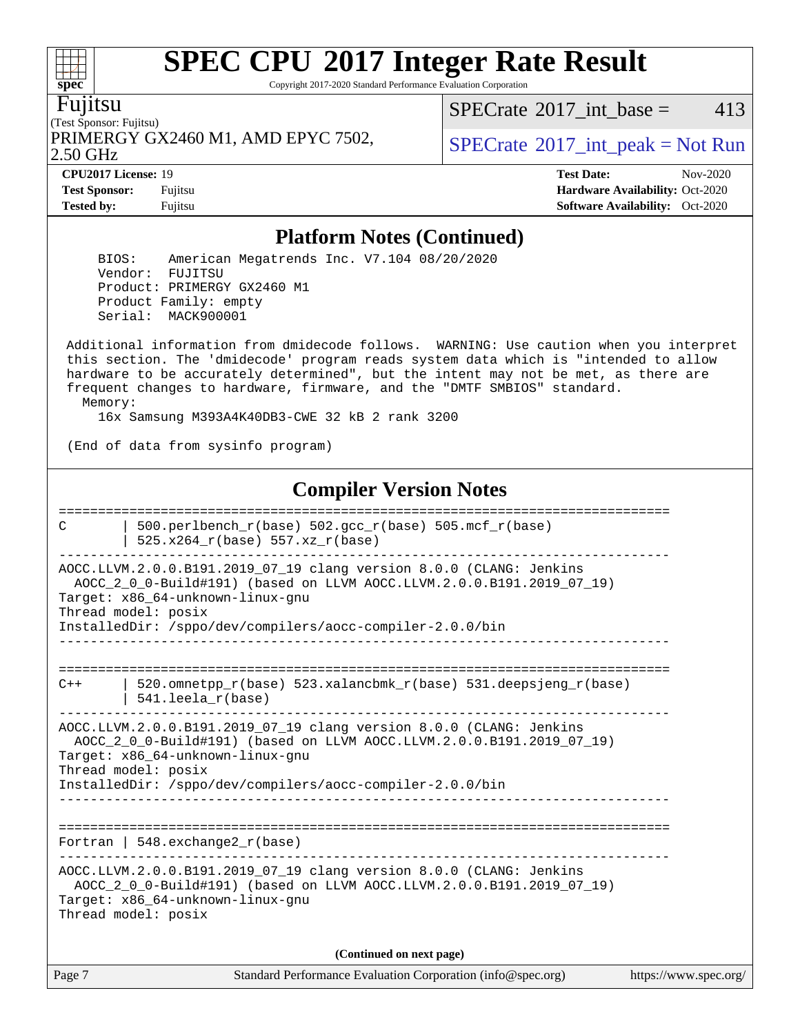## Platform Notes (Continued)

```
    BIOS:    American Megatrends Inc. V7.104 08/20/2020
    Vendor:  FUJITSU
    Product: PRIMERGY GX2460 M1
    Product Family: empty
    Serial:  MACK900001

 Additional information from dmidecode follows.  WARNING: Use caution when you interpret
 this section. The 'dmidecode' program reads system data which is "intended to allow
 hardware to be accurately determined", but the intent may not be met, as there are
 frequent changes to hardware, firmware, and the "DMTF SMBIOS" standard.
   Memory:
     16x Samsung M393A4K40DB3-CWE 32 kB 2 rank 3200

 (End of data from sysinfo program)
```

## Compiler Version Notes

```
==============================================================================
C        | 500.perlbench_r(base) 502.gcc_r(base) 505.mcf_r(base)
         | 525.x264_r(base) 557.xz_r(base)
------------------------------------------------------------------------------
AOCC.LLVM.2.0.0.B191.2019_07_19 clang version 8.0.0 (CLANG: Jenkins
  AOCC_2_0_0-Build#191) (based on LLVM AOCC.LLVM.2.0.0.B191.2019_07_19)
Target: x86_64-unknown-linux-gnu
Thread model: posix
InstalledDir: /sppo/dev/compilers/aocc-compiler-2.0.0/bin
------------------------------------------------------------------------------

==============================================================================
C++      | 520.omnetpp_r(base) 523.xalancbmk_r(base) 531.deepsjeng_r(base)
         | 541.leela_r(base)
------------------------------------------------------------------------------
AOCC.LLVM.2.0.0.B191.2019_07_19 clang version 8.0.0 (CLANG: Jenkins
  AOCC_2_0_0-Build#191) (based on LLVM AOCC.LLVM.2.0.0.B191.2019_07_19)
Target: x86_64-unknown-linux-gnu
Thread model: posix
InstalledDir: /sppo/dev/compilers/aocc-compiler-2.0.0/bin
------------------------------------------------------------------------------

==============================================================================
Fortran | 548.exchange2_r(base)
------------------------------------------------------------------------------
AOCC.LLVM.2.0.0.B191.2019_07_19 clang version 8.0.0 (CLANG: Jenkins
  AOCC_2_0_0-Build#191) (based on LLVM AOCC.LLVM.2.0.0.B191.2019_07_19)
Target: x86_64-unknown-linux-gnu
Thread model: posix
```

**(Continued on next page)**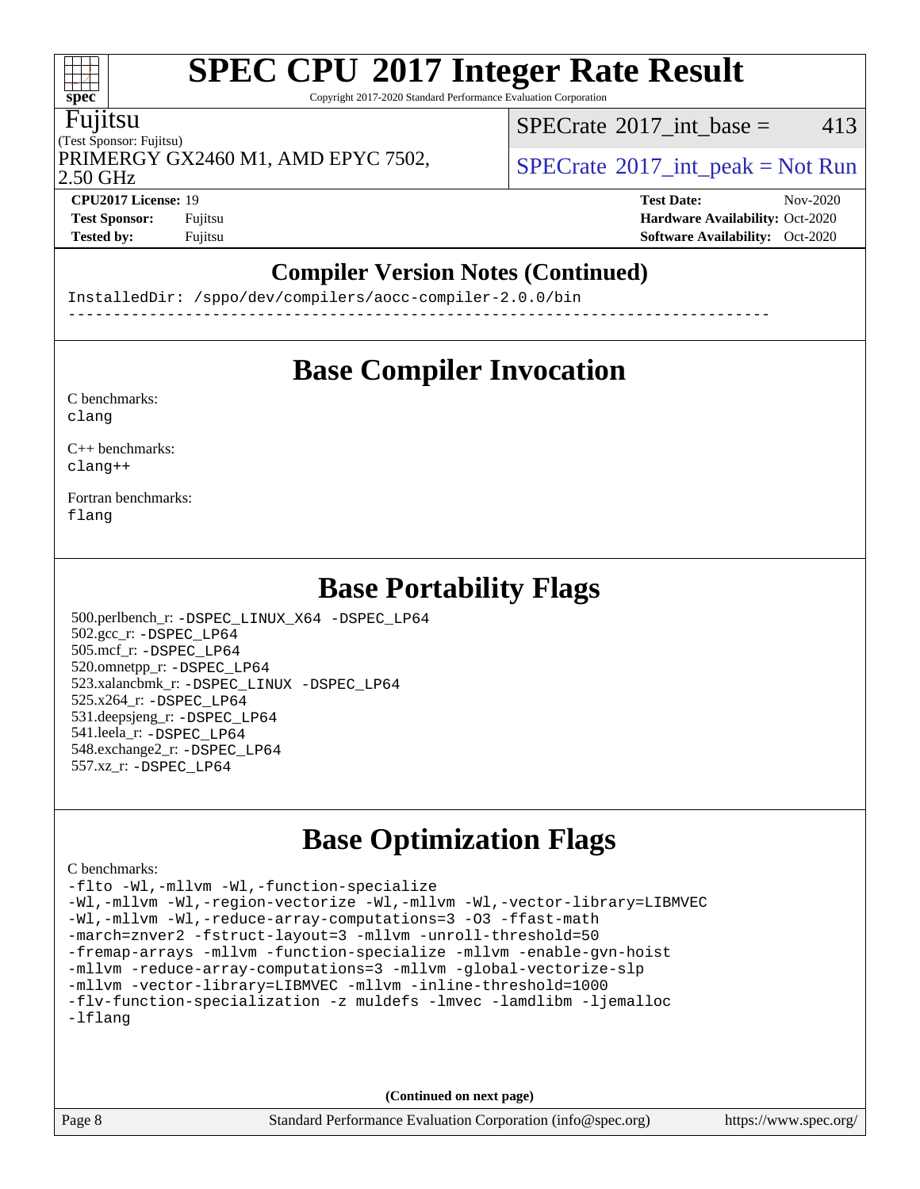# SPEC CPU 2017 Integer Rate Result

Copyright 2017-2020 Standard Performance Evaluation Corporation

Fujitsu
(Test Sponsor: Fujitsu)
PRIMERGY GX2460 M1, AMD EPYC 7502, 2.50 GHz

SPECrate 2017_int_base = 413

SPECrate 2017_int_peak = Not Run

**CPU2017 License:** 19
**Test Sponsor:** Fujitsu
**Tested by:** Fujitsu

**Test Date:** Nov-2020
**Hardware Availability:** Oct-2020
**Software Availability:** Oct-2020

## Compiler Version Notes (Continued)

```
InstalledDir: /sppo/dev/compilers/aocc-compiler-2.0.0/bin
------------------------------------------------------------------------------
```

## Base Compiler Invocation

C benchmarks:
clang

C++ benchmarks:
clang++

Fortran benchmarks:
flang

## Base Portability Flags

500.perlbench_r: -DSPEC_LINUX_X64 -DSPEC_LP64
502.gcc_r: -DSPEC_LP64
505.mcf_r: -DSPEC_LP64
520.omnetpp_r: -DSPEC_LP64
523.xalancbmk_r: -DSPEC_LINUX -DSPEC_LP64
525.x264_r: -DSPEC_LP64
531.deepsjeng_r: -DSPEC_LP64
541.leela_r: -DSPEC_LP64
548.exchange2_r: -DSPEC_LP64
557.xz_r: -DSPEC_LP64

## Base Optimization Flags

C benchmarks:

```
-flto -Wl,-mllvm -Wl,-function-specialize
-Wl,-mllvm -Wl,-region-vectorize -Wl,-mllvm -Wl,-vector-library=LIBMVEC
-Wl,-mllvm -Wl,-reduce-array-computations=3 -O3 -ffast-math
-march=znver2 -fstruct-layout=3 -mllvm -unroll-threshold=50
-fremap-arrays -mllvm -function-specialize -mllvm -enable-gvn-hoist
-mllvm -reduce-array-computations=3 -mllvm -global-vectorize-slp
-mllvm -vector-library=LIBMVEC -mllvm -inline-threshold=1000
-flv-function-specialization -z muldefs -lmvec -lamdlibm -ljemalloc
-lflang
```

(Continued on next page)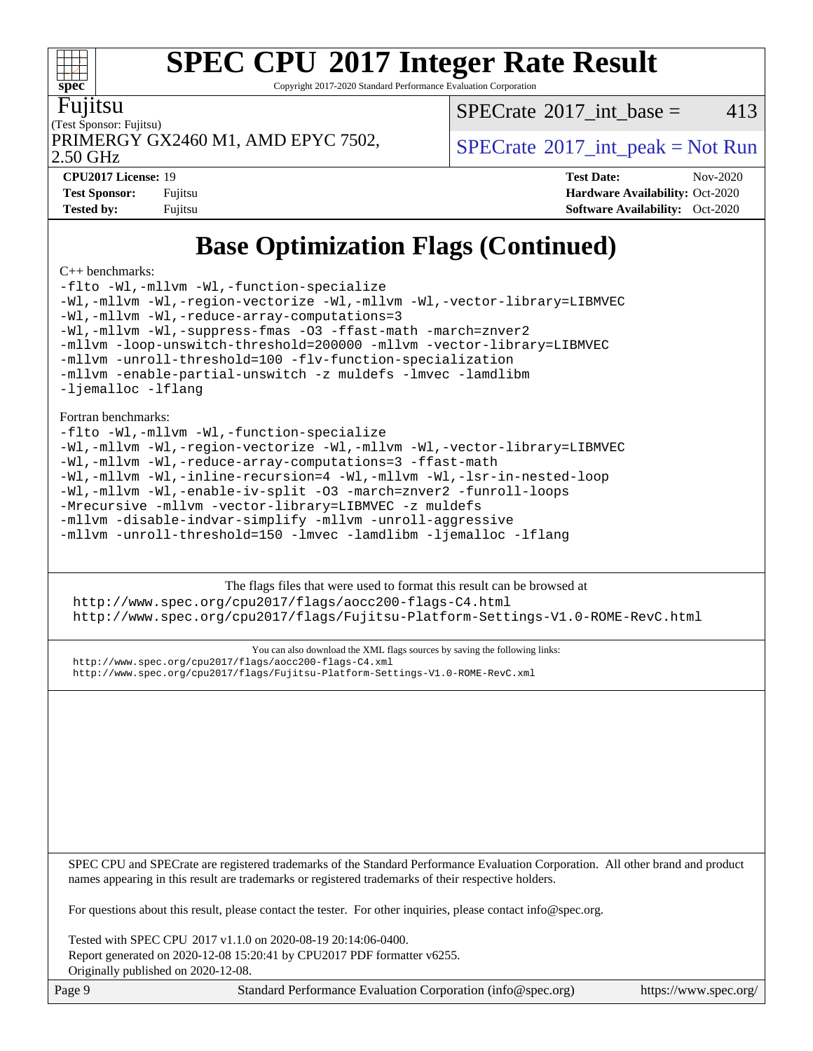# Base Optimization Flags (Continued)

C++ benchmarks:

```
-flto -Wl,-mllvm -Wl,-function-specialize
-Wl,-mllvm -Wl,-region-vectorize -Wl,-mllvm -Wl,-vector-library=LIBMVEC
-Wl,-mllvm -Wl,-reduce-array-computations=3
-Wl,-mllvm -Wl,-suppress-fmas -O3 -ffast-math -march=znver2
-mllvm -loop-unswitch-threshold=200000 -mllvm -vector-library=LIBMVEC
-mllvm -unroll-threshold=100 -flv-function-specialization
-mllvm -enable-partial-unswitch -z muldefs -lmvec -lamdlibm
-ljemalloc -lflang
```

Fortran benchmarks:

```
-flto -Wl,-mllvm -Wl,-function-specialize
-Wl,-mllvm -Wl,-region-vectorize -Wl,-mllvm -Wl,-vector-library=LIBMVEC
-Wl,-mllvm -Wl,-reduce-array-computations=3 -ffast-math
-Wl,-mllvm -Wl,-inline-recursion=4 -Wl,-mllvm -Wl,-lsr-in-nested-loop
-Wl,-mllvm -Wl,-enable-iv-split -O3 -march=znver2 -funroll-loops
-Mrecursive -mllvm -vector-library=LIBMVEC -z muldefs
-mllvm -disable-indvar-simplify -mllvm -unroll-aggressive
-mllvm -unroll-threshold=150 -lmvec -lamdlibm -ljemalloc -lflang
```

The flags files that were used to format this result can be browsed at
http://www.spec.org/cpu2017/flags/aocc200-flags-C4.html
http://www.spec.org/cpu2017/flags/Fujitsu-Platform-Settings-V1.0-ROME-RevC.html

You can also download the XML flags sources by saving the following links:
http://www.spec.org/cpu2017/flags/aocc200-flags-C4.xml
http://www.spec.org/cpu2017/flags/Fujitsu-Platform-Settings-V1.0-ROME-RevC.xml

SPEC CPU and SPECrate are registered trademarks of the Standard Performance Evaluation Corporation. All other brand and product names appearing in this result are trademarks or registered trademarks of their respective holders.

For questions about this result, please contact the tester. For other inquiries, please contact info@spec.org.

Tested with SPEC CPU 2017 v1.1.0 on 2020-08-19 20:14:06-0400.
Report generated on 2020-12-08 15:20:41 by CPU2017 PDF formatter v6255.
Originally published on 2020-12-08.